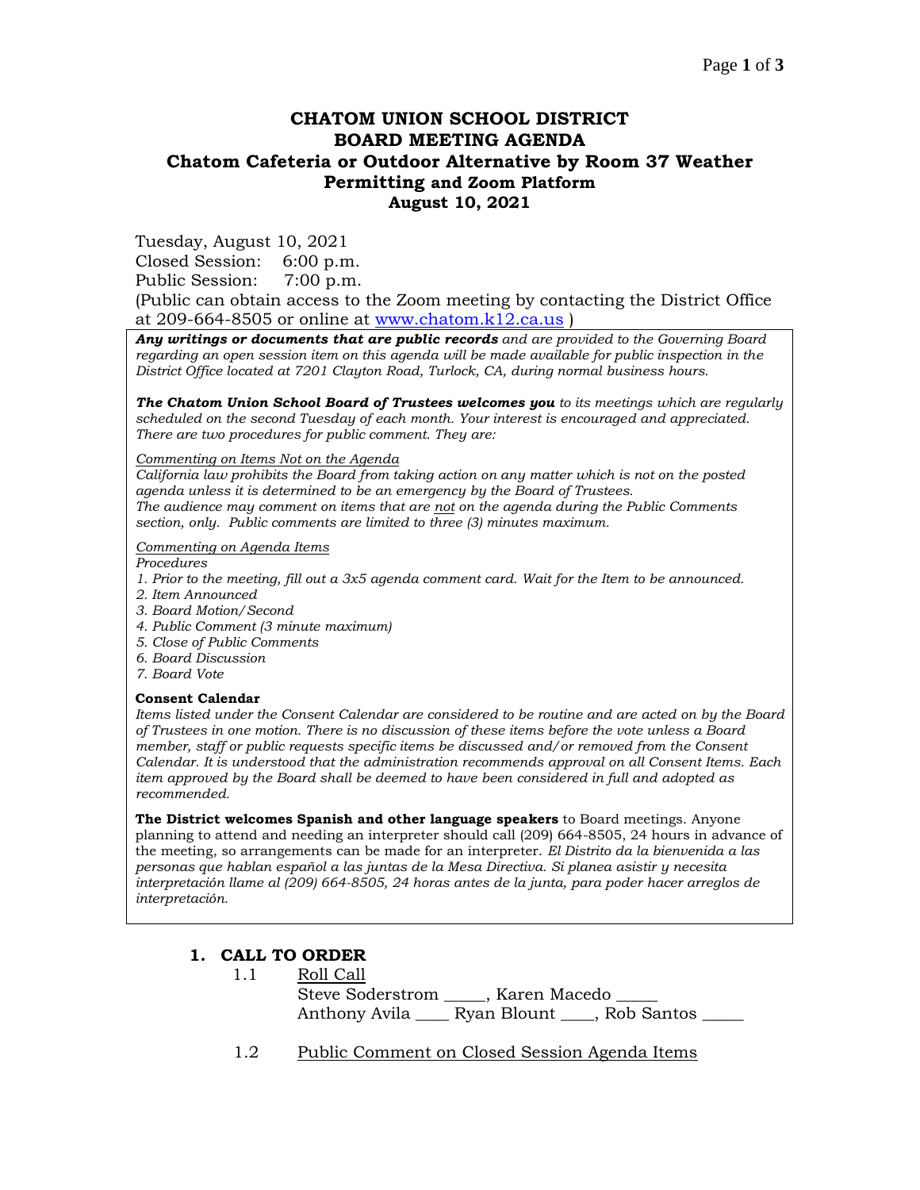# CHATOM UNION SCHOOL DISTRICT
# BOARD MEETING AGENDA
## Chatom Cafeteria or Outdoor Alternative by Room 37 Weather Permitting and Zoom Platform
## August 10, 2021

Tuesday, August 10, 2021
Closed Session: 6:00 p.m.
Public Session: 7:00 p.m.
(Public can obtain access to the Zoom meeting by contacting the District Office at 209-664-8505 or online at www.chatom.k12.ca.us )

***Any writings or documents that are public records*** *and are provided to the Governing Board regarding an open session item on this agenda will be made available for public inspection in the District Office located at 7201 Clayton Road, Turlock, CA, during normal business hours.*

***The Chatom Union School Board of Trustees welcomes you*** *to its meetings which are regularly scheduled on the second Tuesday of each month. Your interest is encouraged and appreciated. There are two procedures for public comment. They are:*

*Commenting on Items Not on the Agenda*
*California law prohibits the Board from taking action on any matter which is not on the posted agenda unless it is determined to be an emergency by the Board of Trustees.*
*The audience may comment on items that are not on the agenda during the Public Comments section, only. Public comments are limited to three (3) minutes maximum.*

*Commenting on Agenda Items*
*Procedures*
1. *Prior to the meeting, fill out a 3x5 agenda comment card. Wait for the Item to be announced.*
2. *Item Announced*
3. *Board Motion/Second*
4. *Public Comment (3 minute maximum)*
5. *Close of Public Comments*
6. *Board Discussion*
7. *Board Vote*

**Consent Calendar**
*Items listed under the Consent Calendar are considered to be routine and are acted on by the Board of Trustees in one motion. There is no discussion of these items before the vote unless a Board member, staff or public requests specific items be discussed and/or removed from the Consent Calendar. It is understood that the administration recommends approval on all Consent Items. Each item approved by the Board shall be deemed to have been considered in full and adopted as recommended.*

**The District welcomes Spanish and other language speakers** to Board meetings. Anyone planning to attend and needing an interpreter should call (209) 664-8505, 24 hours in advance of the meeting, so arrangements can be made for an interpreter. *El Distrito da la bienvenida a las personas que hablan español a las juntas de la Mesa Directiva. Si planea asistir y necesita interpretación llame al (209) 664-8505, 24 horas antes de la junta, para poder hacer arreglos de interpretación.*

### 1. CALL TO ORDER

1.1 Roll Call
Steve Soderstrom _____, Karen Macedo _____
Anthony Avila ____ Ryan Blount ____, Rob Santos _____

1.2 Public Comment on Closed Session Agenda Items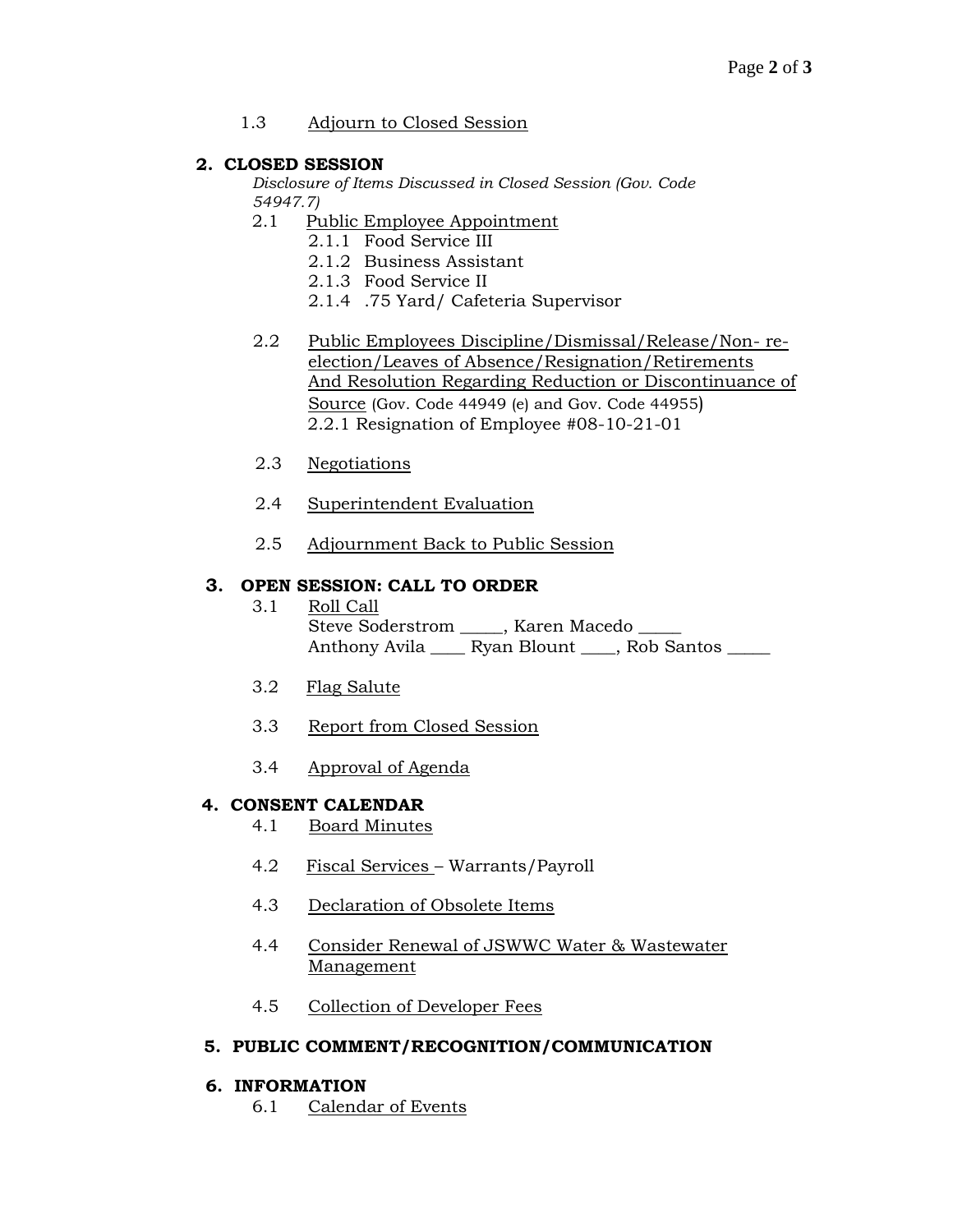1.3 Adjourn to Closed Session

## 2. CLOSED SESSION

*Disclosure of Items Discussed in Closed Session (Gov. Code 54947.7)*

2.1 Public Employee Appointment
- 2.1.1 Food Service III
- 2.1.2 Business Assistant
- 2.1.3 Food Service II
- 2.1.4 .75 Yard/ Cafeteria Supervisor

2.2 Public Employees Discipline/Dismissal/Release/Non- re-election/Leaves of Absence/Resignation/Retirements And Resolution Regarding Reduction or Discontinuance of Source (Gov. Code 44949 (e) and Gov. Code 44955)
- 2.2.1 Resignation of Employee #08-10-21-01

2.3 Negotiations

2.4 Superintendent Evaluation

2.5 Adjournment Back to Public Session

## 3. OPEN SESSION: CALL TO ORDER

3.1 Roll Call
Steve Soderstrom _____, Karen Macedo _____
Anthony Avila ____ Ryan Blount ____, Rob Santos _____

3.2 Flag Salute

3.3 Report from Closed Session

3.4 Approval of Agenda

## 4. CONSENT CALENDAR

4.1 Board Minutes

4.2 Fiscal Services – Warrants/Payroll

4.3 Declaration of Obsolete Items

4.4 Consider Renewal of JSWWC Water & Wastewater Management

4.5 Collection of Developer Fees

## 5. PUBLIC COMMENT/RECOGNITION/COMMUNICATION

## 6. INFORMATION

6.1 Calendar of Events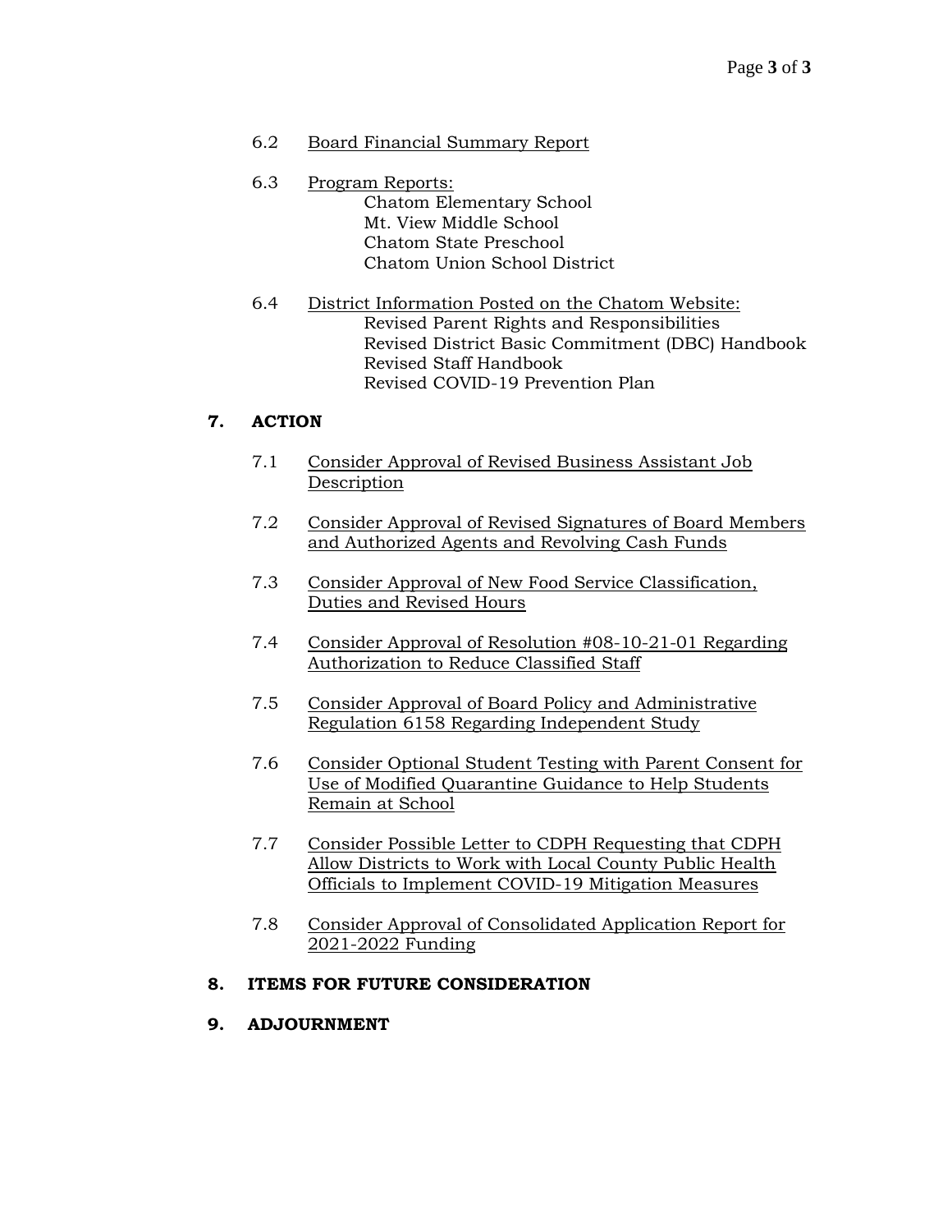6.2 Board Financial Summary Report

6.3 Program Reports:
- Chatom Elementary School
- Mt. View Middle School
- Chatom State Preschool
- Chatom Union School District

6.4 District Information Posted on the Chatom Website:
- Revised Parent Rights and Responsibilities
- Revised District Basic Commitment (DBC) Handbook
- Revised Staff Handbook
- Revised COVID-19 Prevention Plan

## 7. ACTION

7.1 Consider Approval of Revised Business Assistant Job Description

7.2 Consider Approval of Revised Signatures of Board Members and Authorized Agents and Revolving Cash Funds

7.3 Consider Approval of New Food Service Classification, Duties and Revised Hours

7.4 Consider Approval of Resolution #08-10-21-01 Regarding Authorization to Reduce Classified Staff

7.5 Consider Approval of Board Policy and Administrative Regulation 6158 Regarding Independent Study

7.6 Consider Optional Student Testing with Parent Consent for Use of Modified Quarantine Guidance to Help Students Remain at School

7.7 Consider Possible Letter to CDPH Requesting that CDPH Allow Districts to Work with Local County Public Health Officials to Implement COVID-19 Mitigation Measures

7.8 Consider Approval of Consolidated Application Report for 2021-2022 Funding

## 8. ITEMS FOR FUTURE CONSIDERATION

## 9. ADJOURNMENT